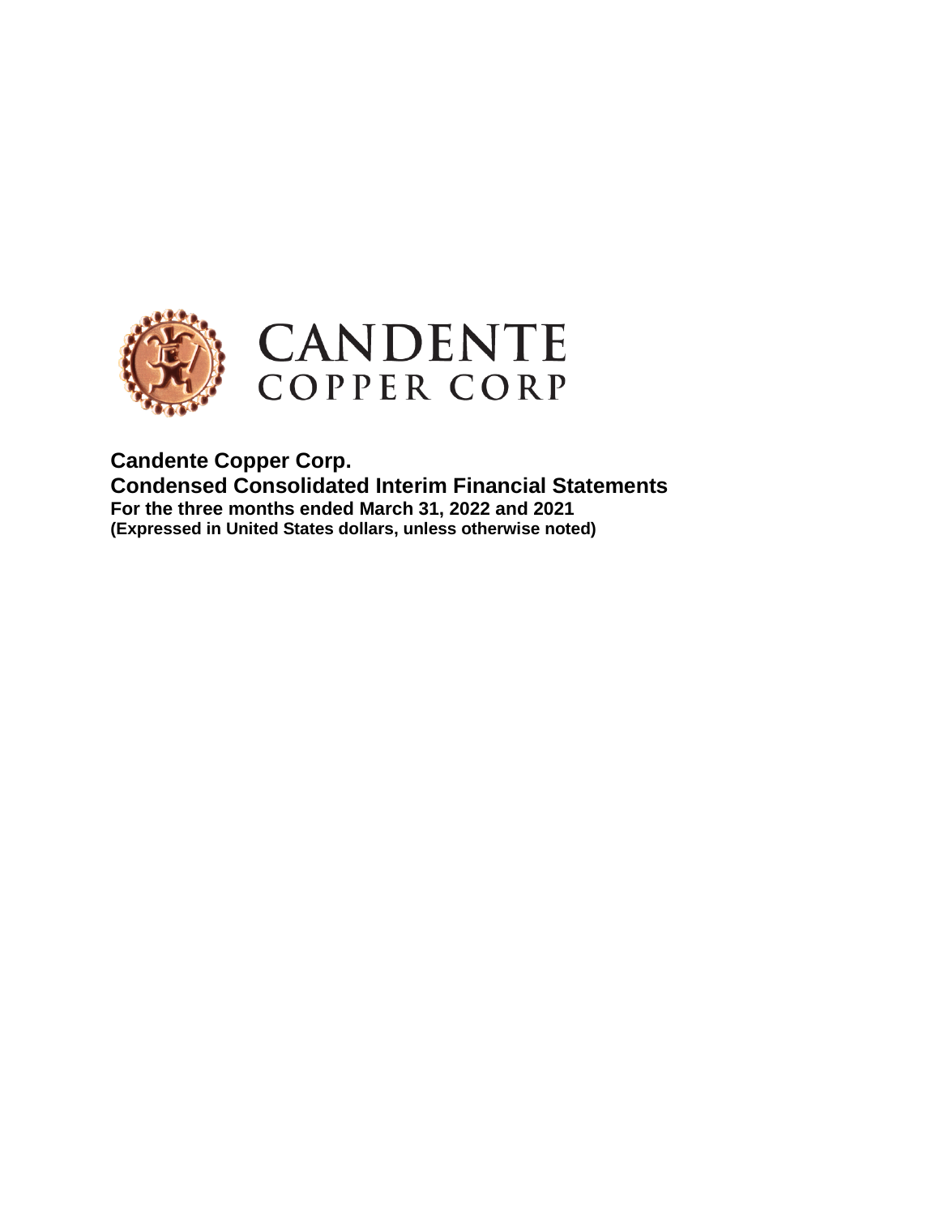CANDENTE
COPPER CORP

**Candente Copper Corp.**
**Condensed Consolidated Interim Financial Statements**
**For the three months ended March 31, 2022 and 2021**
**(Expressed in United States dollars, unless otherwise noted)**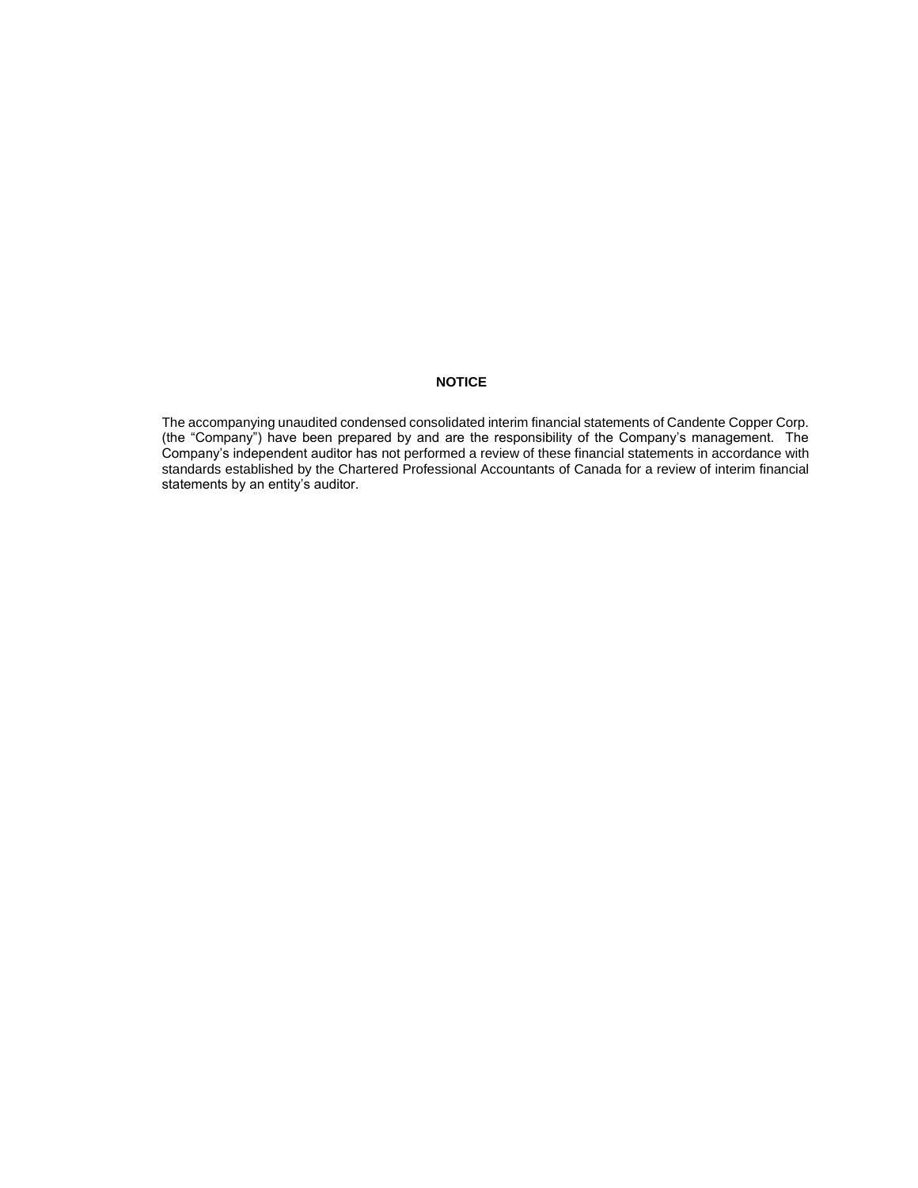**NOTICE**

The accompanying unaudited condensed consolidated interim financial statements of Candente Copper Corp. (the "Company") have been prepared by and are the responsibility of the Company's management. The Company's independent auditor has not performed a review of these financial statements in accordance with standards established by the Chartered Professional Accountants of Canada for a review of interim financial statements by an entity's auditor.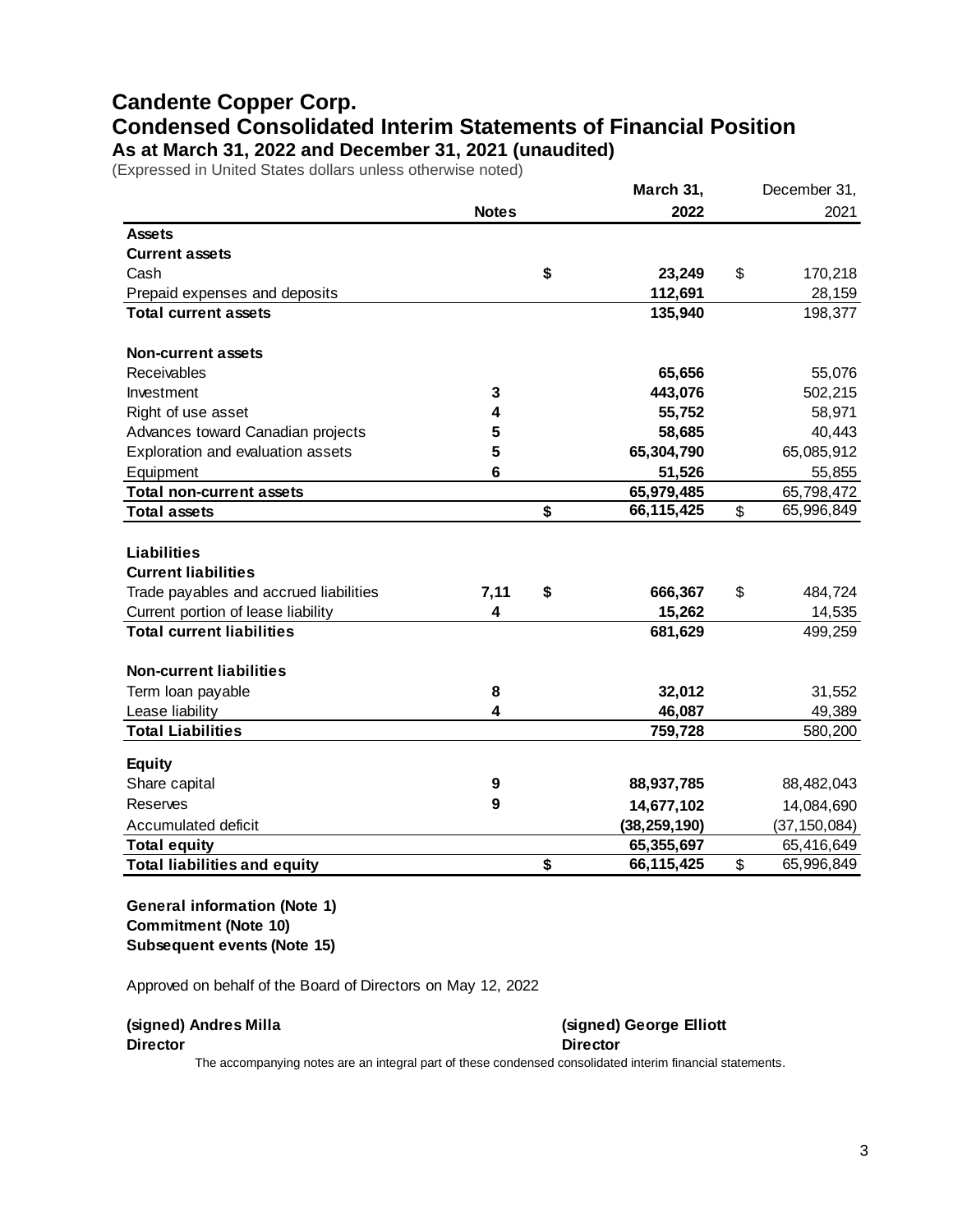# Candente Copper Corp.
# Condensed Consolidated Interim Statements of Financial Position
### As at March 31, 2022 and December 31, 2021 (unaudited)

(Expressed in United States dollars unless otherwise noted)

| | Notes | | March 31, 2022 | | December 31, 2021 |
|---|---|---|---|---|---|
| **Assets** | | | | | |
| **Current assets** | | | | | |
| Cash | | **$** | **23,249** | $ | 170,218 |
| Prepaid expenses and deposits | | | **112,691** | | 28,159 |
| **Total current assets** | | | **135,940** | | 198,377 |
| | | | | | |
| **Non-current assets** | | | | | |
| Receivables | | | **65,656** | | 55,076 |
| Investment | **3** | | **443,076** | | 502,215 |
| Right of use asset | **4** | | **55,752** | | 58,971 |
| Advances toward Canadian projects | **5** | | **58,685** | | 40,443 |
| Exploration and evaluation assets | **5** | | **65,304,790** | | 65,085,912 |
| Equipment | **6** | | **51,526** | | 55,855 |
| **Total non-current assets** | | | **65,979,485** | | 65,798,472 |
| **Total assets** | | **$** | **66,115,425** | $ | 65,996,849 |
| | | | | | |
| **Liabilities** | | | | | |
| **Current liabilities** | | | | | |
| Trade payables and accrued liabilities | **7,11** | **$** | **666,367** | $ | 484,724 |
| Current portion of lease liability | **4** | | **15,262** | | 14,535 |
| **Total current liabilities** | | | **681,629** | | 499,259 |
| | | | | | |
| **Non-current liabilities** | | | | | |
| Term loan payable | **8** | | **32,012** | | 31,552 |
| Lease liability | **4** | | **46,087** | | 49,389 |
| **Total Liabilities** | | | **759,728** | | 580,200 |
| | | | | | |
| **Equity** | | | | | |
| Share capital | **9** | | **88,937,785** | | 88,482,043 |
| Reserves | **9** | | **14,677,102** | | 14,084,690 |
| Accumulated deficit | | | **(38,259,190)** | | (37,150,084) |
| **Total equity** | | | **65,355,697** | | 65,416,649 |
| **Total liabilities and equity** | | **$** | **66,115,425** | $ | 65,996,849 |

**General information (Note 1)**
**Commitment (Note 10)**
**Subsequent events (Note 15)**

Approved on behalf of the Board of Directors on May 12, 2022

**(signed) Andres Milla**
**Director**

**(signed) George Elliott**
**Director**

The accompanying notes are an integral part of these condensed consolidated interim financial statements.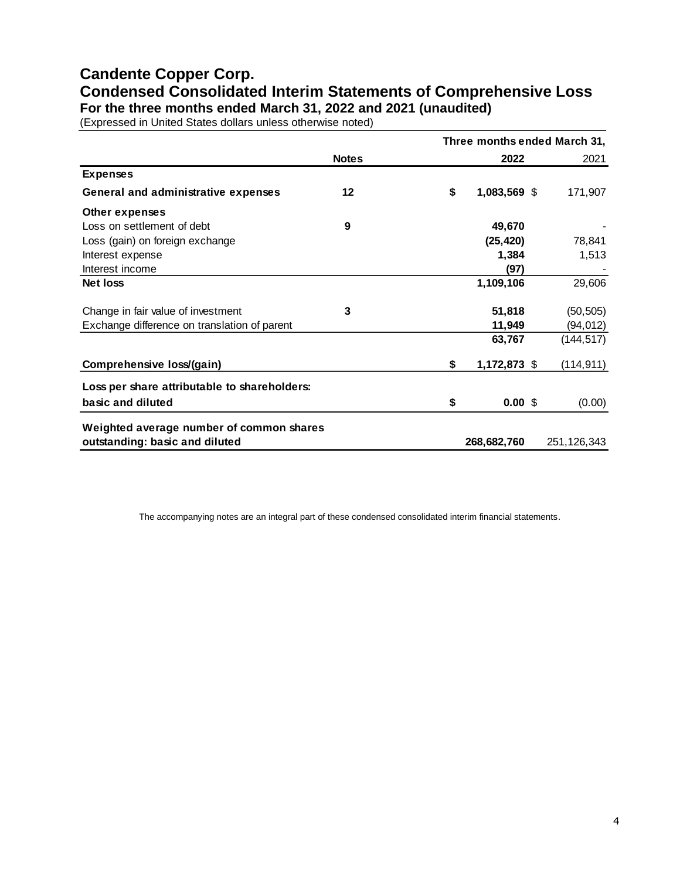# Candente Copper Corp.

## Condensed Consolidated Interim Statements of Comprehensive Loss

### For the three months ended March 31, 2022 and 2021 (unaudited)

(Expressed in United States dollars unless otherwise noted)

| | | Three months ended March 31, | |
|---|---|---|---|
| | **Notes** | **2022** | 2021 |
| **Expenses** | | | |
| **General and administrative expenses** | **12** | **$ 1,083,569** | $ 171,907 |
| **Other expenses** | | | |
| Loss on settlement of debt | **9** | **49,670** | - |
| Loss (gain) on foreign exchange | | **(25,420)** | 78,841 |
| Interest expense | | **1,384** | 1,513 |
| Interest income | | **(97)** | - |
| **Net loss** | | **1,109,106** | 29,606 |
| Change in fair value of investment | **3** | **51,818** | (50,505) |
| Exchange difference on translation of parent | | **11,949** | (94,012) |
| | | **63,767** | (144,517) |
| **Comprehensive loss/(gain)** | | **$ 1,172,873** | $ (114,911) |
| **Loss per share attributable to shareholders: basic and diluted** | | **$ 0.00** | $ (0.00) |
| **Weighted average number of common shares outstanding: basic and diluted** | | **268,682,760** | 251,126,343 |

The accompanying notes are an integral part of these condensed consolidated interim financial statements.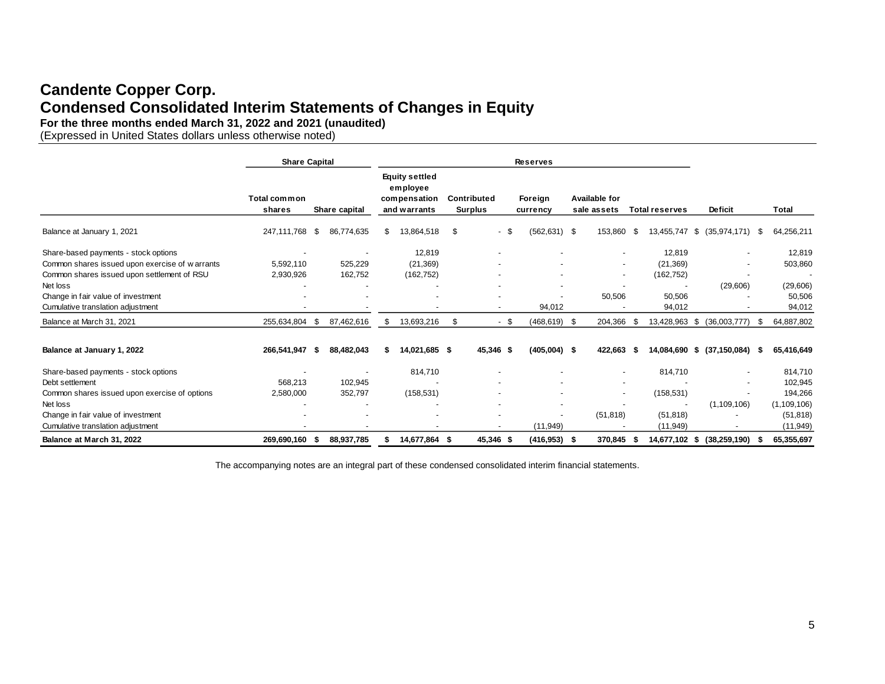# Candente Copper Corp.
## Condensed Consolidated Interim Statements of Changes in Equity
**For the three months ended March 31, 2022 and 2021 (unaudited)**
(Expressed in United States dollars unless otherwise noted)

| | Share Capital | | Reserves | | | | | | |
|---|---|---|---|---|---|---|---|---|---|
| | Total common shares | Share capital | Equity settled employee compensation and warrants | Contributed Surplus | Foreign currency | Available for sale assets | Total reserves | Deficit | Total |
| Balance at January 1, 2021 | 247,111,768 | $ 86,774,635 | $ 13,864,518 | $ - | $ (562,631) | $ 153,860 | $ 13,455,747 | $ (35,974,171) | $ 64,256,211 |
| Share-based payments - stock options | - | - | 12,819 | - | - | - | 12,819 | - | 12,819 |
| Common shares issued upon exercise of warrants | 5,592,110 | 525,229 | (21,369) | - | - | - | (21,369) | - | 503,860 |
| Common shares issued upon settlement of RSU | 2,930,926 | 162,752 | (162,752) | - | - | - | (162,752) | - | - |
| Net loss | - | - | - | - | - | - | - | (29,606) | (29,606) |
| Change in fair value of investment | - | - | - | - | - | 50,506 | 50,506 | - | 50,506 |
| Cumulative translation adjustment | - | - | - | - | 94,012 | - | 94,012 | - | 94,012 |
| Balance at March 31, 2021 | 255,634,804 | $ 87,462,616 | $ 13,693,216 | $ - | $ (468,619) | $ 204,366 | $ 13,428,963 | $ (36,003,777) | $ 64,887,802 |
| **Balance at January 1, 2022** | **266,541,947** | **$ 88,482,043** | **$ 14,021,685** | **$ 45,346** | **$ (405,004)** | **$ 422,663** | **$ 14,084,690** | **$ (37,150,084)** | **$ 65,416,649** |
| Share-based payments - stock options | - | - | 814,710 | - | - | - | 814,710 | - | 814,710 |
| Debt settlement | 568,213 | 102,945 | - | - | - | - | - | - | 102,945 |
| Common shares issued upon exercise of options | 2,580,000 | 352,797 | (158,531) | - | - | - | (158,531) | - | 194,266 |
| Net loss | - | - | - | - | - | - | - | (1,109,106) | (1,109,106) |
| Change in fair value of investment | - | - | - | - | - | (51,818) | (51,818) | - | (51,818) |
| Cumulative translation adjustment | - | - | - | - | (11,949) | - | (11,949) | - | (11,949) |
| **Balance at March 31, 2022** | **269,690,160** | **$ 88,937,785** | **$ 14,677,864** | **$ 45,346** | **$ (416,953)** | **$ 370,845** | **$ 14,677,102** | **$ (38,259,190)** | **$ 65,355,697** |

The accompanying notes are an integral part of these condensed consolidated interim financial statements.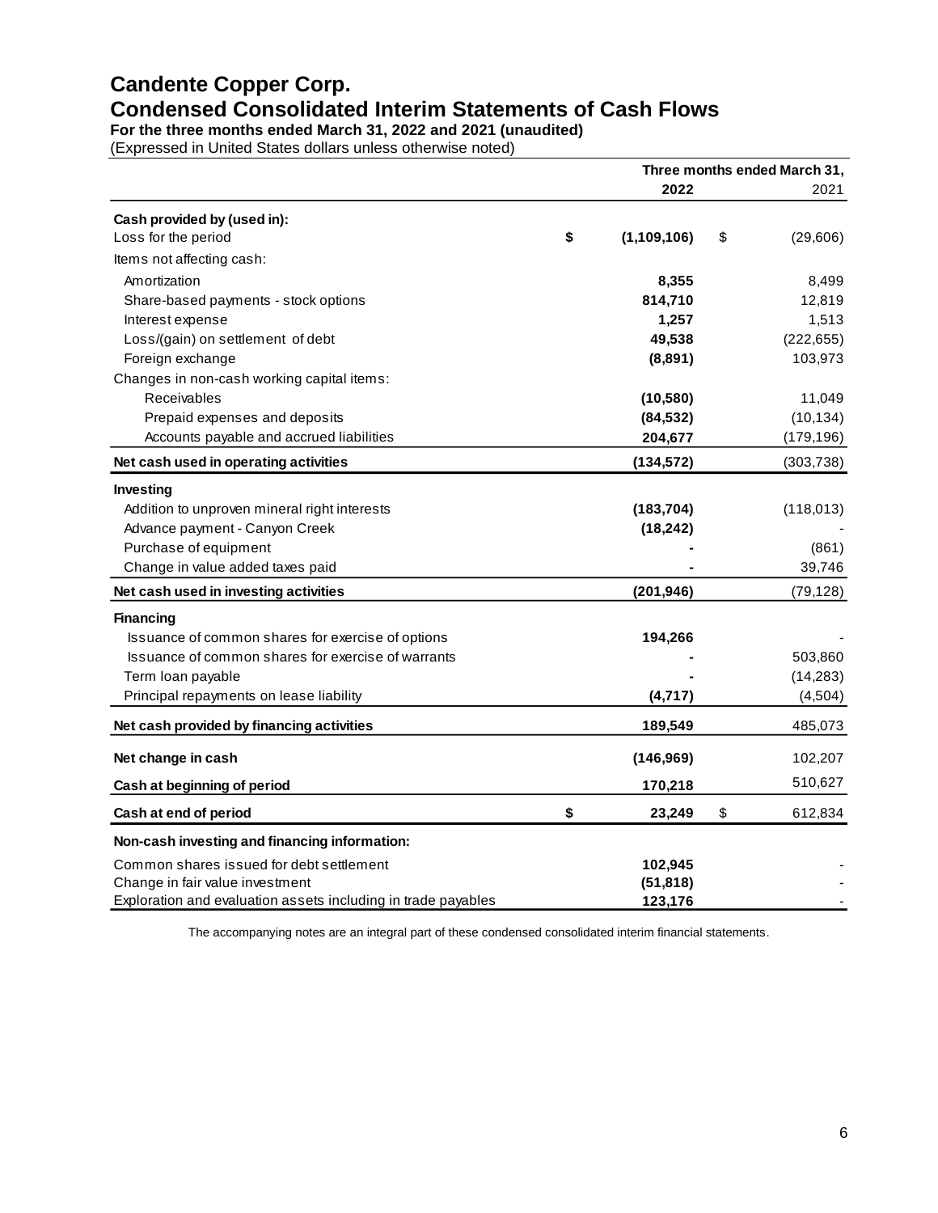# Candente Copper Corp.
# Condensed Consolidated Interim Statements of Cash Flows

**For the three months ended March 31, 2022 and 2021 (unaudited)**

(Expressed in United States dollars unless otherwise noted)

| | Three months ended March 31, | |
|---|---|---|
| | **2022** | 2021 |
| **Cash provided by (used in):** | | |
| Loss for the period | **$ (1,109,106)** | $ (29,606) |
| Items not affecting cash: | | |
| Amortization | **8,355** | 8,499 |
| Share-based payments - stock options | **814,710** | 12,819 |
| Interest expense | **1,257** | 1,513 |
| Loss/(gain) on settlement of debt | **49,538** | (222,655) |
| Foreign exchange | **(8,891)** | 103,973 |
| Changes in non-cash working capital items: | | |
| Receivables | **(10,580)** | 11,049 |
| Prepaid expenses and deposits | **(84,532)** | (10,134) |
| Accounts payable and accrued liabilities | **204,677** | (179,196) |
| **Net cash used in operating activities** | **(134,572)** | (303,738) |
| **Investing** | | |
| Addition to unproven mineral right interests | **(183,704)** | (118,013) |
| Advance payment - Canyon Creek | **(18,242)** | - |
| Purchase of equipment | **-** | (861) |
| Change in value added taxes paid | **-** | 39,746 |
| **Net cash used in investing activities** | **(201,946)** | (79,128) |
| **Financing** | | |
| Issuance of common shares for exercise of options | **194,266** | - |
| Issuance of common shares for exercise of warrants | **-** | 503,860 |
| Term loan payable | **-** | (14,283) |
| Principal repayments on lease liability | **(4,717)** | (4,504) |
| **Net cash provided by financing activities** | **189,549** | 485,073 |
| **Net change in cash** | **(146,969)** | 102,207 |
| **Cash at beginning of period** | **170,218** | 510,627 |
| **Cash at end of period** | **$ 23,249** | $ 612,834 |
| **Non-cash investing and financing information:** | | |
| Common shares issued for debt settlement | **102,945** | - |
| Change in fair value investment | **(51,818)** | - |
| Exploration and evaluation assets including in trade payables | **123,176** | - |

The accompanying notes are an integral part of these condensed consolidated interim financial statements.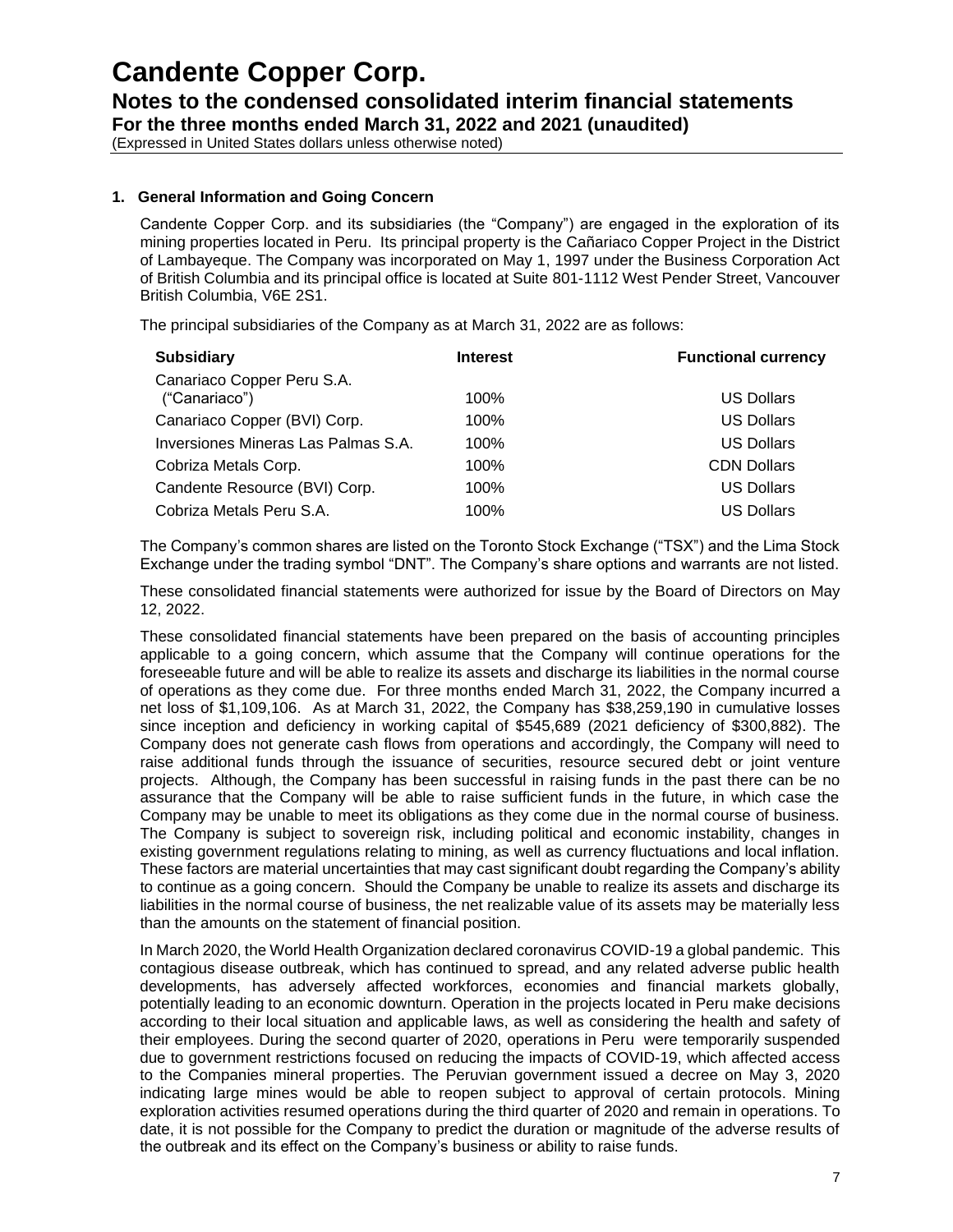# Candente Copper Corp.

## Notes to the condensed consolidated interim financial statements

**For the three months ended March 31, 2022 and 2021 (unaudited)**

(Expressed in United States dollars unless otherwise noted)

### 1. General Information and Going Concern

Candente Copper Corp. and its subsidiaries (the "Company") are engaged in the exploration of its mining properties located in Peru. Its principal property is the Cañariaco Copper Project in the District of Lambayeque. The Company was incorporated on May 1, 1997 under the Business Corporation Act of British Columbia and its principal office is located at Suite 801-1112 West Pender Street, Vancouver British Columbia, V6E 2S1.

The principal subsidiaries of the Company as at March 31, 2022 are as follows:

| Subsidiary | Interest | Functional currency |
|---|---|---|
| Canariaco Copper Peru S.A. ("Canariaco") | 100% | US Dollars |
| Canariaco Copper (BVI) Corp. | 100% | US Dollars |
| Inversiones Mineras Las Palmas S.A. | 100% | US Dollars |
| Cobriza Metals Corp. | 100% | CDN Dollars |
| Candente Resource (BVI) Corp. | 100% | US Dollars |
| Cobriza Metals Peru S.A. | 100% | US Dollars |

The Company's common shares are listed on the Toronto Stock Exchange ("TSX") and the Lima Stock Exchange under the trading symbol "DNT". The Company's share options and warrants are not listed.

These consolidated financial statements were authorized for issue by the Board of Directors on May 12, 2022.

These consolidated financial statements have been prepared on the basis of accounting principles applicable to a going concern, which assume that the Company will continue operations for the foreseeable future and will be able to realize its assets and discharge its liabilities in the normal course of operations as they come due. For three months ended March 31, 2022, the Company incurred a net loss of $1,109,106. As at March 31, 2022, the Company has $38,259,190 in cumulative losses since inception and deficiency in working capital of $545,689 (2021 deficiency of $300,882). The Company does not generate cash flows from operations and accordingly, the Company will need to raise additional funds through the issuance of securities, resource secured debt or joint venture projects. Although, the Company has been successful in raising funds in the past there can be no assurance that the Company will be able to raise sufficient funds in the future, in which case the Company may be unable to meet its obligations as they come due in the normal course of business. The Company is subject to sovereign risk, including political and economic instability, changes in existing government regulations relating to mining, as well as currency fluctuations and local inflation. These factors are material uncertainties that may cast significant doubt regarding the Company's ability to continue as a going concern. Should the Company be unable to realize its assets and discharge its liabilities in the normal course of business, the net realizable value of its assets may be materially less than the amounts on the statement of financial position.

In March 2020, the World Health Organization declared coronavirus COVID-19 a global pandemic. This contagious disease outbreak, which has continued to spread, and any related adverse public health developments, has adversely affected workforces, economies and financial markets globally, potentially leading to an economic downturn. Operation in the projects located in Peru make decisions according to their local situation and applicable laws, as well as considering the health and safety of their employees. During the second quarter of 2020, operations in Peru were temporarily suspended due to government restrictions focused on reducing the impacts of COVID-19, which affected access to the Companies mineral properties. The Peruvian government issued a decree on May 3, 2020 indicating large mines would be able to reopen subject to approval of certain protocols. Mining exploration activities resumed operations during the third quarter of 2020 and remain in operations. To date, it is not possible for the Company to predict the duration or magnitude of the adverse results of the outbreak and its effect on the Company's business or ability to raise funds.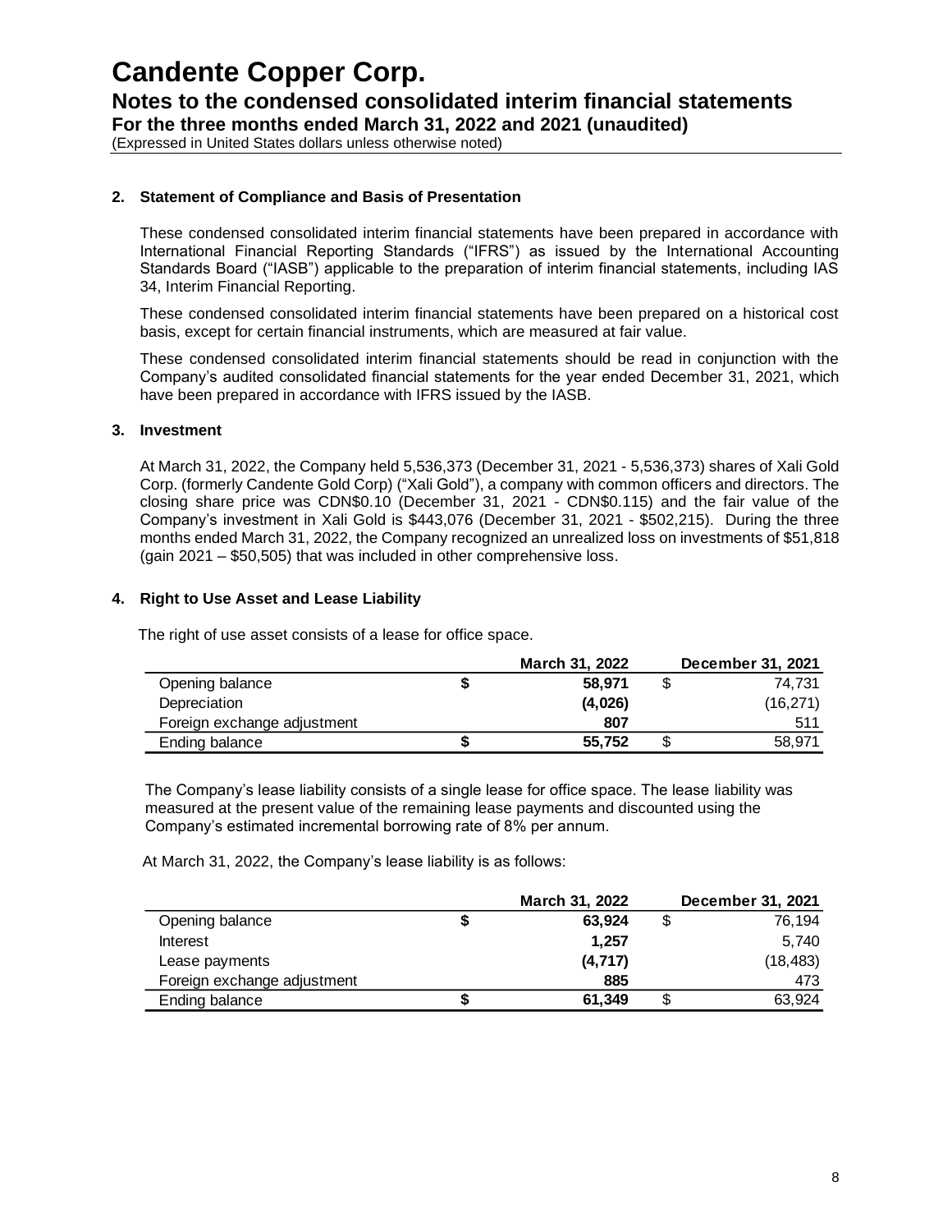# Candente Copper Corp.

## Notes to the condensed consolidated interim financial statements

### For the three months ended March 31, 2022 and 2021 (unaudited)

(Expressed in United States dollars unless otherwise noted)

### 2. Statement of Compliance and Basis of Presentation

These condensed consolidated interim financial statements have been prepared in accordance with International Financial Reporting Standards ("IFRS") as issued by the International Accounting Standards Board ("IASB") applicable to the preparation of interim financial statements, including IAS 34, Interim Financial Reporting.

These condensed consolidated interim financial statements have been prepared on a historical cost basis, except for certain financial instruments, which are measured at fair value.

These condensed consolidated interim financial statements should be read in conjunction with the Company's audited consolidated financial statements for the year ended December 31, 2021, which have been prepared in accordance with IFRS issued by the IASB.

### 3. Investment

At March 31, 2022, the Company held 5,536,373 (December 31, 2021 - 5,536,373) shares of Xali Gold Corp. (formerly Candente Gold Corp) ("Xali Gold"), a company with common officers and directors. The closing share price was CDN$0.10 (December 31, 2021 - CDN$0.115) and the fair value of the Company's investment in Xali Gold is $443,076 (December 31, 2021 - $502,215). During the three months ended March 31, 2022, the Company recognized an unrealized loss on investments of $51,818 (gain 2021 – $50,505) that was included in other comprehensive loss.

### 4. Right to Use Asset and Lease Liability

The right of use asset consists of a lease for office space.

| | March 31, 2022 | December 31, 2021 |
|---|---|---|
| Opening balance | **$ 58,971** | $ 74,731 |
| Depreciation | **(4,026)** | (16,271) |
| Foreign exchange adjustment | **807** | 511 |
| Ending balance | **$ 55,752** | $ 58,971 |

The Company's lease liability consists of a single lease for office space. The lease liability was measured at the present value of the remaining lease payments and discounted using the Company's estimated incremental borrowing rate of 8% per annum.

At March 31, 2022, the Company's lease liability is as follows:

| | March 31, 2022 | December 31, 2021 |
|---|---|---|
| Opening balance | **$ 63,924** | $ 76,194 |
| Interest | **1,257** | 5,740 |
| Lease payments | **(4,717)** | (18,483) |
| Foreign exchange adjustment | **885** | 473 |
| Ending balance | **$ 61,349** | $ 63,924 |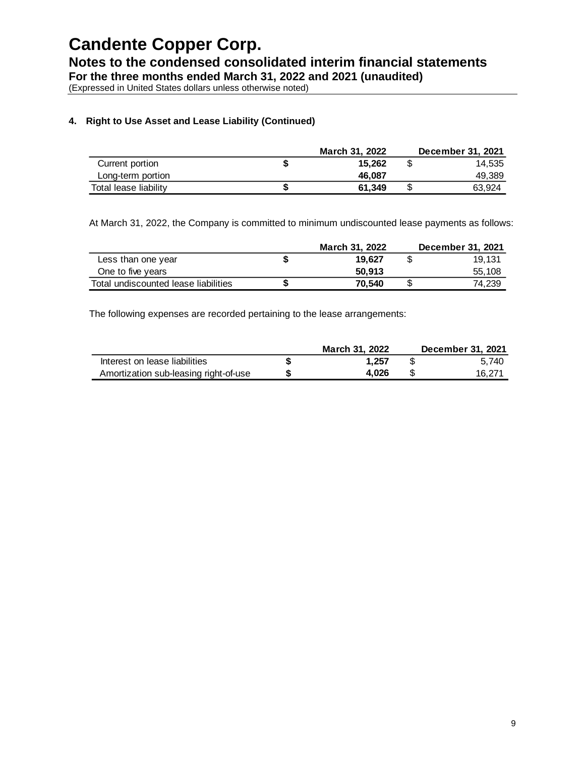### 4. Right to Use Asset and Lease Liability (Continued)

| | | March 31, 2022 | | December 31, 2021 |
|---|---|---|---|---|
| Current portion | **$** | **15,262** | $ | 14,535 |
| Long-term portion | | **46,087** | | 49,389 |
| Total lease liability | **$** | **61,349** | $ | 63,924 |

At March 31, 2022, the Company is committed to minimum undiscounted lease payments as follows:

| | | March 31, 2022 | | December 31, 2021 |
|---|---|---|---|---|
| Less than one year | **$** | **19,627** | $ | 19,131 |
| One to five years | | **50,913** | | 55,108 |
| Total undiscounted lease liabilities | **$** | **70,540** | $ | 74,239 |

The following expenses are recorded pertaining to the lease arrangements:

| | | March 31, 2022 | | December 31, 2021 |
|---|---|---|---|---|
| Interest on lease liabilities | **$** | **1,257** | $ | 5,740 |
| Amortization sub-leasing right-of-use | **$** | **4,026** | $ | 16,271 |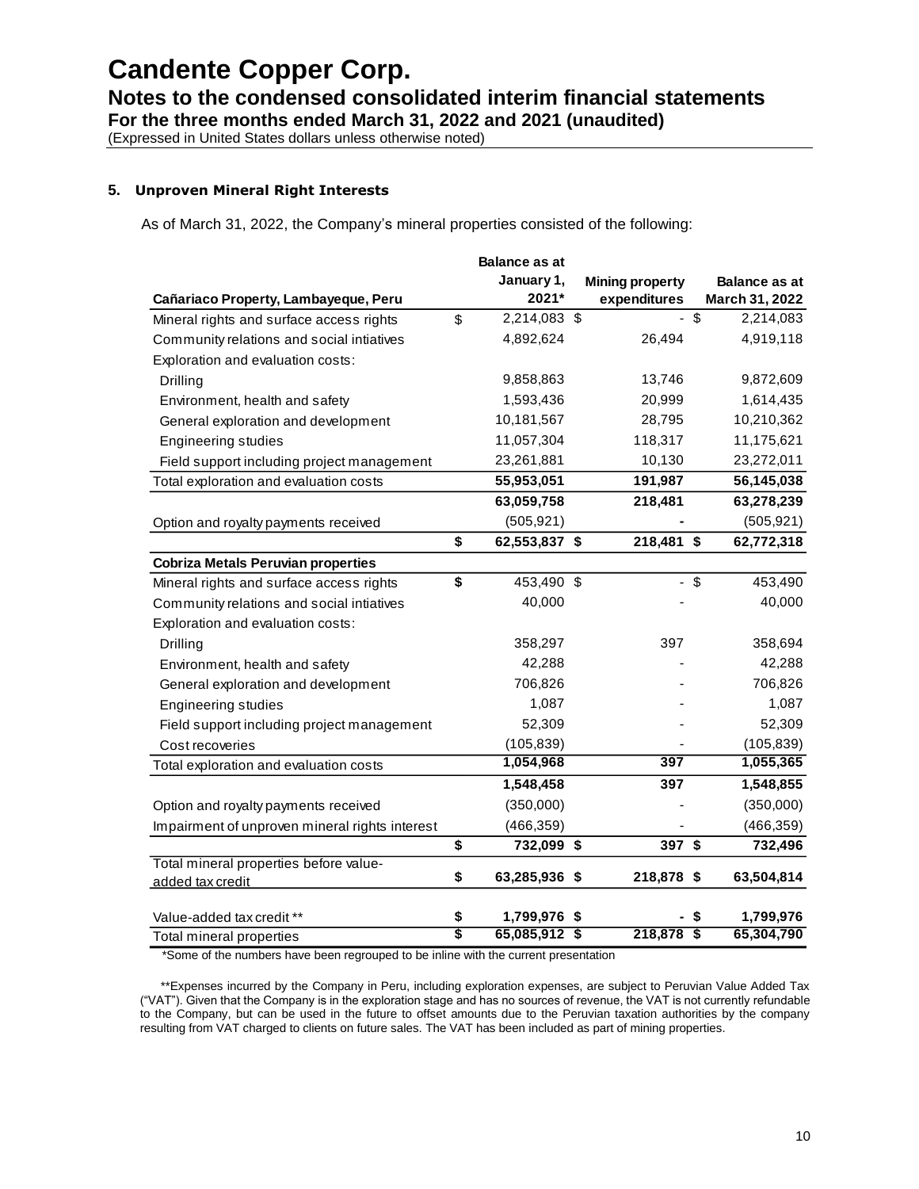## 5. Unproven Mineral Right Interests

As of March 31, 2022, the Company's mineral properties consisted of the following:

| Cañariaco Property, Lambayeque, Peru | Balance as at January 1, 2021* | Mining property expenditures | Balance as at March 31, 2022 |
|---|---|---|---|
| Mineral rights and surface access rights | $ 2,214,083 | $ - | $ 2,214,083 |
| Community relations and social intiatives | 4,892,624 | 26,494 | 4,919,118 |
| Exploration and evaluation costs: | | | |
| Drilling | 9,858,863 | 13,746 | 9,872,609 |
| Environment, health and safety | 1,593,436 | 20,999 | 1,614,435 |
| General exploration and development | 10,181,567 | 28,795 | 10,210,362 |
| Engineering studies | 11,057,304 | 118,317 | 11,175,621 |
| Field support including project management | 23,261,881 | 10,130 | 23,272,011 |
| Total exploration and evaluation costs | **55,953,051** | **191,987** | **56,145,038** |
| | **63,059,758** | **218,481** | **63,278,239** |
| Option and royalty payments received | (505,921) | **-** | (505,921) |
| | **$ 62,553,837** | **$ 218,481** | **$ 62,772,318** |
| **Cobriza Metals Peruvian properties** | | | |
| Mineral rights and surface access rights | **$** 453,490 | $ - | $ 453,490 |
| Community relations and social intiatives | 40,000 | - | 40,000 |
| Exploration and evaluation costs: | | | |
| Drilling | 358,297 | 397 | 358,694 |
| Environment, health and safety | 42,288 | - | 42,288 |
| General exploration and development | 706,826 | - | 706,826 |
| Engineering studies | 1,087 | - | 1,087 |
| Field support including project management | 52,309 | - | 52,309 |
| Cost recoveries | (105,839) | - | (105,839) |
| Total exploration and evaluation costs | **1,054,968** | **397** | **1,055,365** |
| | **1,548,458** | **397** | **1,548,855** |
| Option and royalty payments received | (350,000) | - | (350,000) |
| Impairment of unproven mineral rights interest | (466,359) | - | (466,359) |
| | **$ 732,099** | **$ 397** | **$ 732,496** |
| Total mineral properties before value-added tax credit | **$ 63,285,936** | **$ 218,878** | **$ 63,504,814** |
| Value-added tax credit ** | **$ 1,799,976** | **$ -** | **$ 1,799,976** |
| Total mineral properties | **$ 65,085,912** | **$ 218,878** | **$ 65,304,790** |

*Some of the numbers have been regrouped to be inline with the current presentation

**Expenses incurred by the Company in Peru, including exploration expenses, are subject to Peruvian Value Added Tax ("VAT"). Given that the Company is in the exploration stage and has no sources of revenue, the VAT is not currently refundable to the Company, but can be used in the future to offset amounts due to the Peruvian taxation authorities by the company resulting from VAT charged to clients on future sales. The VAT has been included as part of mining properties.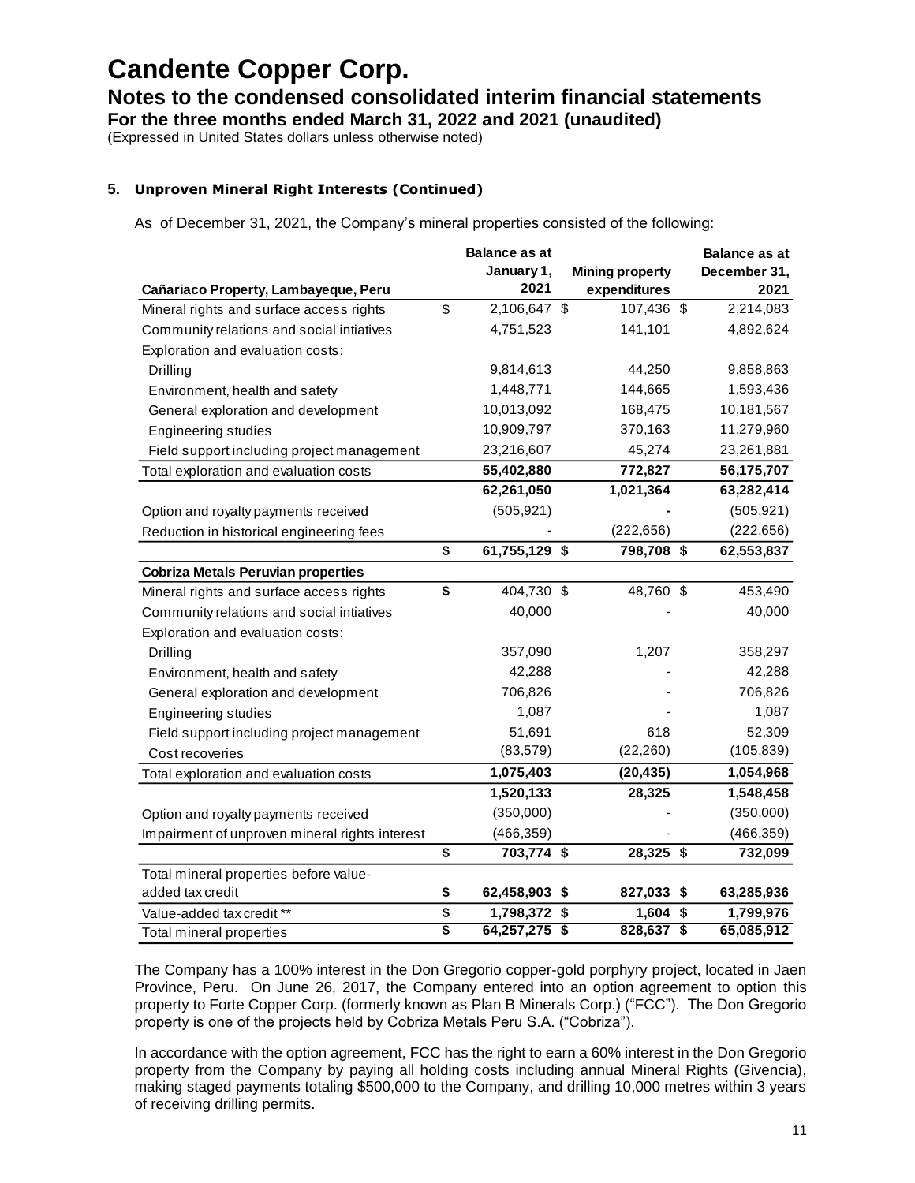# Candente Copper Corp.

## Notes to the condensed consolidated interim financial statements

### For the three months ended March 31, 2022 and 2021 (unaudited)

(Expressed in United States dollars unless otherwise noted)

**5. Unproven Mineral Right Interests (Continued)**

As of December 31, 2021, the Company's mineral properties consisted of the following:

| **Cañariaco Property, Lambayeque, Peru** | **Balance as at January 1, 2021** | **Mining property expenditures** | **Balance as at December 31, 2021** |
|---|---|---|---|
| Mineral rights and surface access rights | $ 2,106,647 | $ 107,436 | $ 2,214,083 |
| Community relations and social intiatives | 4,751,523 | 141,101 | 4,892,624 |
| Exploration and evaluation costs: | | | |
| Drilling | 9,814,613 | 44,250 | 9,858,863 |
| Environment, health and safety | 1,448,771 | 144,665 | 1,593,436 |
| General exploration and development | 10,013,092 | 168,475 | 10,181,567 |
| Engineering studies | 10,909,797 | 370,163 | 11,279,960 |
| Field support including project management | 23,216,607 | 45,274 | 23,261,881 |
| Total exploration and evaluation costs | **55,402,880** | **772,827** | **56,175,707** |
| | **62,261,050** | **1,021,364** | **63,282,414** |
| Option and royalty payments received | (505,921) | **-** | (505,921) |
| Reduction in historical engineering fees | - | (222,656) | (222,656) |
| | **$ 61,755,129** | **$ 798,708** | **$ 62,553,837** |
| **Cobriza Metals Peruvian properties** | | | |
| Mineral rights and surface access rights | **$** 404,730 | $ 48,760 | $ 453,490 |
| Community relations and social intiatives | 40,000 | - | 40,000 |
| Exploration and evaluation costs: | | | |
| Drilling | 357,090 | 1,207 | 358,297 |
| Environment, health and safety | 42,288 | - | 42,288 |
| General exploration and development | 706,826 | - | 706,826 |
| Engineering studies | 1,087 | - | 1,087 |
| Field support including project management | 51,691 | 618 | 52,309 |
| Cost recoveries | (83,579) | (22,260) | (105,839) |
| Total exploration and evaluation costs | **1,075,403** | **(20,435)** | **1,054,968** |
| | **1,520,133** | **28,325** | **1,548,458** |
| Option and royalty payments received | (350,000) | - | (350,000) |
| Impairment of unproven mineral rights interest | (466,359) | - | (466,359) |
| | **$ 703,774** | **$ 28,325** | **$ 732,099** |
| Total mineral properties before value-added tax credit | **$ 62,458,903** | **$ 827,033** | **$ 63,285,936** |
| Value-added tax credit ** | **$ 1,798,372** | **$ 1,604** | **$ 1,799,976** |
| Total mineral properties | **$ 64,257,275** | **$ 828,637** | **$ 65,085,912** |

The Company has a 100% interest in the Don Gregorio copper-gold porphyry project, located in Jaen Province, Peru. On June 26, 2017, the Company entered into an option agreement to option this property to Forte Copper Corp. (formerly known as Plan B Minerals Corp.) ("FCC"). The Don Gregorio property is one of the projects held by Cobriza Metals Peru S.A. ("Cobriza").

In accordance with the option agreement, FCC has the right to earn a 60% interest in the Don Gregorio property from the Company by paying all holding costs including annual Mineral Rights (Givencia), making staged payments totaling $500,000 to the Company, and drilling 10,000 metres within 3 years of receiving drilling permits.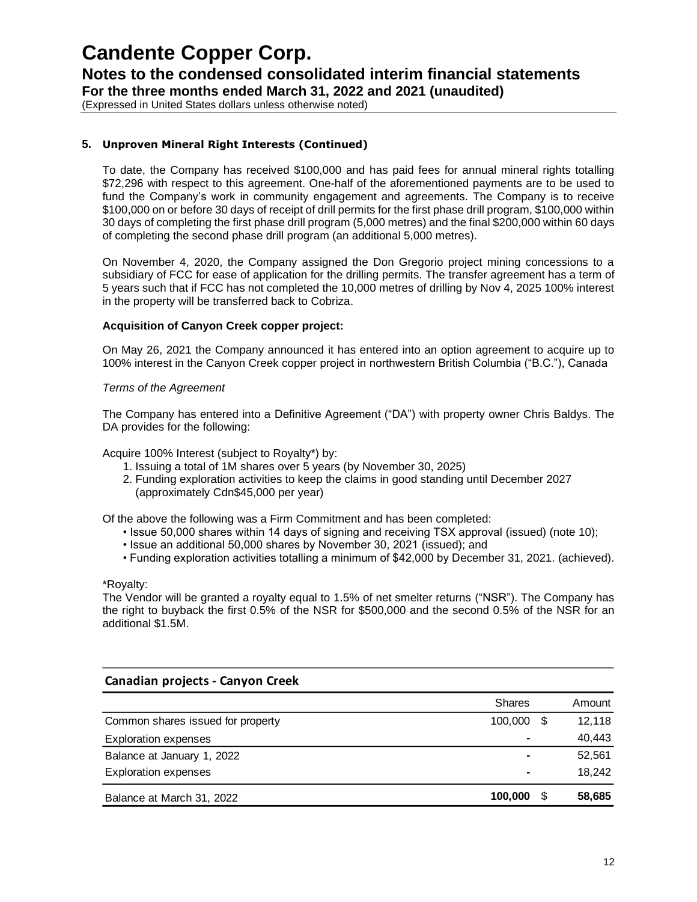### 5. Unproven Mineral Right Interests (Continued)

To date, the Company has received $100,000 and has paid fees for annual mineral rights totalling $72,296 with respect to this agreement. One-half of the aforementioned payments are to be used to fund the Company's work in community engagement and agreements. The Company is to receive $100,000 on or before 30 days of receipt of drill permits for the first phase drill program, $100,000 within 30 days of completing the first phase drill program (5,000 metres) and the final $200,000 within 60 days of completing the second phase drill program (an additional 5,000 metres).

On November 4, 2020, the Company assigned the Don Gregorio project mining concessions to a subsidiary of FCC for ease of application for the drilling permits. The transfer agreement has a term of 5 years such that if FCC has not completed the 10,000 metres of drilling by Nov 4, 2025 100% interest in the property will be transferred back to Cobriza.

**Acquisition of Canyon Creek copper project:**

On May 26, 2021 the Company announced it has entered into an option agreement to acquire up to 100% interest in the Canyon Creek copper project in northwestern British Columbia ("B.C."), Canada

*Terms of the Agreement*

The Company has entered into a Definitive Agreement ("DA") with property owner Chris Baldys. The DA provides for the following:

Acquire 100% Interest (subject to Royalty*) by:

1. Issuing a total of 1M shares over 5 years (by November 30, 2025)
2. Funding exploration activities to keep the claims in good standing until December 2027 (approximately Cdn$45,000 per year)

Of the above the following was a Firm Commitment and has been completed:

- Issue 50,000 shares within 14 days of signing and receiving TSX approval (issued) (note 10);
- Issue an additional 50,000 shares by November 30, 2021 (issued); and
- Funding exploration activities totalling a minimum of $42,000 by December 31, 2021. (achieved).

*Royalty:
The Vendor will be granted a royalty equal to 1.5% of net smelter returns ("NSR"). The Company has the right to buyback the first 0.5% of the NSR for $500,000 and the second 0.5% of the NSR for an additional $1.5M.

**Canadian projects - Canyon Creek**

| | Shares | Amount |
|---|---|---|
| Common shares issued for property | 100,000 | $ 12,118 |
| Exploration expenses | - | 40,443 |
| Balance at January 1, 2022 | - | 52,561 |
| Exploration expenses | - | 18,242 |
| Balance at March 31, 2022 | **100,000** | $ **58,685** |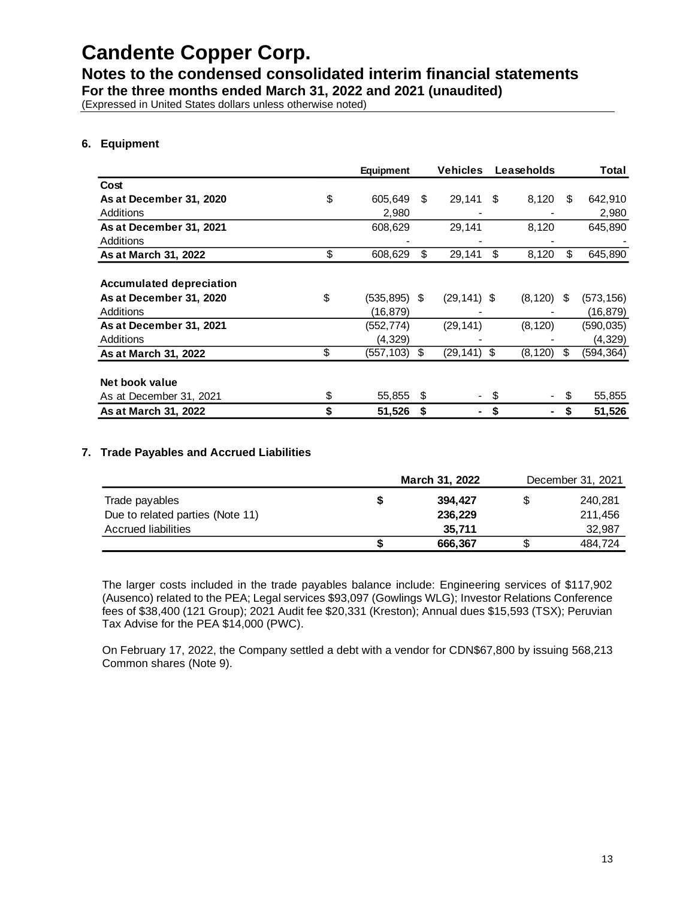## 6. Equipment

| | Equipment | Vehicles | Leaseholds | Total |
|---|---|---|---|---|
| **Cost** | | | | |
| **As at December 31, 2020** | $ 605,649 | $ 29,141 | $ 8,120 | $ 642,910 |
| Additions | 2,980 | - | - | 2,980 |
| **As at December 31, 2021** | 608,629 | 29,141 | 8,120 | 645,890 |
| Additions | - | - | - | - |
| **As at March 31, 2022** | $ 608,629 | $ 29,141 | $ 8,120 | $ 645,890 |
| | | | | |
| **Accumulated depreciation** | | | | |
| **As at December 31, 2020** | $ (535,895) | $ (29,141) | $ (8,120) | $ (573,156) |
| Additions | (16,879) | - | - | (16,879) |
| **As at December 31, 2021** | (552,774) | (29,141) | (8,120) | (590,035) |
| Additions | (4,329) | - | - | (4,329) |
| **As at March 31, 2022** | $ (557,103) | $ (29,141) | $ (8,120) | $ (594,364) |
| | | | | |
| **Net book value** | | | | |
| As at December 31, 2021 | $ 55,855 | $ - | $ - | $ 55,855 |
| **As at March 31, 2022** | **$ 51,526** | **$ -** | **$ -** | **$ 51,526** |

## 7. Trade Payables and Accrued Liabilities

| | March 31, 2022 | December 31, 2021 |
|---|---|---|
| Trade payables | **$ 394,427** | $ 240,281 |
| Due to related parties (Note 11) | **236,229** | 211,456 |
| Accrued liabilities | **35,711** | 32,987 |
| | **$ 666,367** | $ 484,724 |

The larger costs included in the trade payables balance include: Engineering services of $117,902 (Ausenco) related to the PEA; Legal services $93,097 (Gowlings WLG); Investor Relations Conference fees of $38,400 (121 Group); 2021 Audit fee $20,331 (Kreston); Annual dues $15,593 (TSX); Peruvian Tax Advise for the PEA $14,000 (PWC).

On February 17, 2022, the Company settled a debt with a vendor for CDN$67,800 by issuing 568,213 Common shares (Note 9).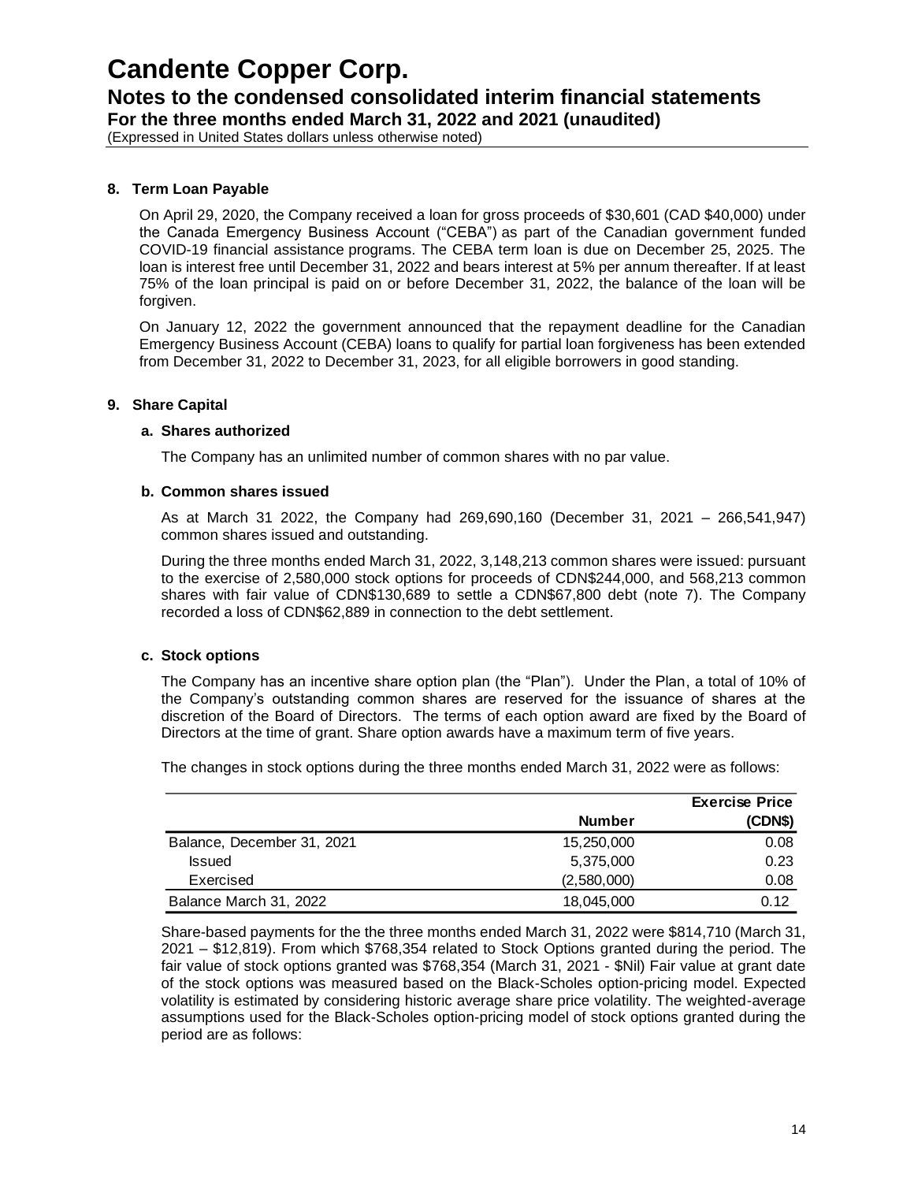## 8. Term Loan Payable

On April 29, 2020, the Company received a loan for gross proceeds of $30,601 (CAD $40,000) under the Canada Emergency Business Account ("CEBA") as part of the Canadian government funded COVID-19 financial assistance programs. The CEBA term loan is due on December 25, 2025. The loan is interest free until December 31, 2022 and bears interest at 5% per annum thereafter. If at least 75% of the loan principal is paid on or before December 31, 2022, the balance of the loan will be forgiven.

On January 12, 2022 the government announced that the repayment deadline for the Canadian Emergency Business Account (CEBA) loans to qualify for partial loan forgiveness has been extended from December 31, 2022 to December 31, 2023, for all eligible borrowers in good standing.

## 9. Share Capital

### a. Shares authorized

The Company has an unlimited number of common shares with no par value.

### b. Common shares issued

As at March 31 2022, the Company had 269,690,160 (December 31, 2021 – 266,541,947) common shares issued and outstanding.

During the three months ended March 31, 2022, 3,148,213 common shares were issued: pursuant to the exercise of 2,580,000 stock options for proceeds of CDN$244,000, and 568,213 common shares with fair value of CDN$130,689 to settle a CDN$67,800 debt (note 7). The Company recorded a loss of CDN$62,889 in connection to the debt settlement.

### c. Stock options

The Company has an incentive share option plan (the "Plan"). Under the Plan, a total of 10% of the Company's outstanding common shares are reserved for the issuance of shares at the discretion of the Board of Directors. The terms of each option award are fixed by the Board of Directors at the time of grant. Share option awards have a maximum term of five years.

The changes in stock options during the three months ended March 31, 2022 were as follows:

| | Number | Exercise Price (CDN$) |
|---|---|---|
| Balance, December 31, 2021 | 15,250,000 | 0.08 |
| Issued | 5,375,000 | 0.23 |
| Exercised | (2,580,000) | 0.08 |
| Balance March 31, 2022 | 18,045,000 | 0.12 |

Share-based payments for the the three months ended March 31, 2022 were $814,710 (March 31, 2021 – $12,819). From which $768,354 related to Stock Options granted during the period. The fair value of stock options granted was $768,354 (March 31, 2021 - $Nil) Fair value at grant date of the stock options was measured based on the Black-Scholes option-pricing model. Expected volatility is estimated by considering historic average share price volatility. The weighted-average assumptions used for the Black-Scholes option-pricing model of stock options granted during the period are as follows: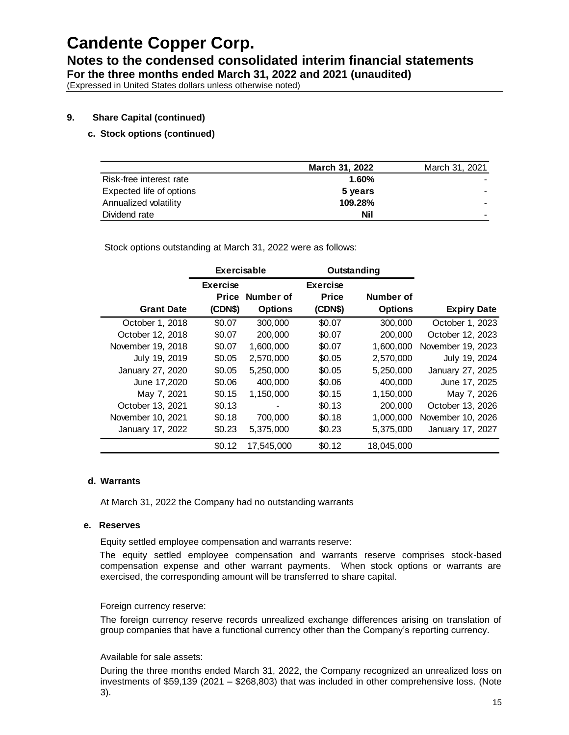# Candente Copper Corp.

## Notes to the condensed consolidated interim financial statements

**For the three months ended March 31, 2022 and 2021 (unaudited)**

(Expressed in United States dollars unless otherwise noted)

**9. Share Capital (continued)**

**c. Stock options (continued)**

| | **March 31, 2022** | March 31, 2021 |
|---|---|---|
| Risk-free interest rate | **1.60%** | - |
| Expected life of options | **5 years** | - |
| Annualized volatility | **109.28%** | - |
| Dividend rate | **Nil** | - |

Stock options outstanding at March 31, 2022 were as follows:

| | **Exercisable** | | **Outstanding** | | |
|---|---|---|---|---|---|
| **Grant Date** | **Exercise Price (CDN$)** | **Number of Options** | **Exercise Price (CDN$)** | **Number of Options** | **Expiry Date** |
| October 1, 2018 | $0.07 | 300,000 | $0.07 | 300,000 | October 1, 2023 |
| October 12, 2018 | $0.07 | 200,000 | $0.07 | 200,000 | October 12, 2023 |
| November 19, 2018 | $0.07 | 1,600,000 | $0.07 | 1,600,000 | November 19, 2023 |
| July 19, 2019 | $0.05 | 2,570,000 | $0.05 | 2,570,000 | July 19, 2024 |
| January 27, 2020 | $0.05 | 5,250,000 | $0.05 | 5,250,000 | January 27, 2025 |
| June 17,2020 | $0.06 | 400,000 | $0.06 | 400,000 | June 17, 2025 |
| May 7, 2021 | $0.15 | 1,150,000 | $0.15 | 1,150,000 | May 7, 2026 |
| October 13, 2021 | $0.13 | - | $0.13 | 200,000 | October 13, 2026 |
| November 10, 2021 | $0.18 | 700,000 | $0.18 | 1,000,000 | November 10, 2026 |
| January 17, 2022 | $0.23 | 5,375,000 | $0.23 | 5,375,000 | January 17, 2027 |
| | $0.12 | 17,545,000 | $0.12 | 18,045,000 | |

**d. Warrants**

At March 31, 2022 the Company had no outstanding warrants

**e. Reserves**

Equity settled employee compensation and warrants reserve:

The equity settled employee compensation and warrants reserve comprises stock-based compensation expense and other warrant payments. When stock options or warrants are exercised, the corresponding amount will be transferred to share capital.

Foreign currency reserve:

The foreign currency reserve records unrealized exchange differences arising on translation of group companies that have a functional currency other than the Company's reporting currency.

Available for sale assets:

During the three months ended March 31, 2022, the Company recognized an unrealized loss on investments of $59,139 (2021 – $268,803) that was included in other comprehensive loss. (Note 3).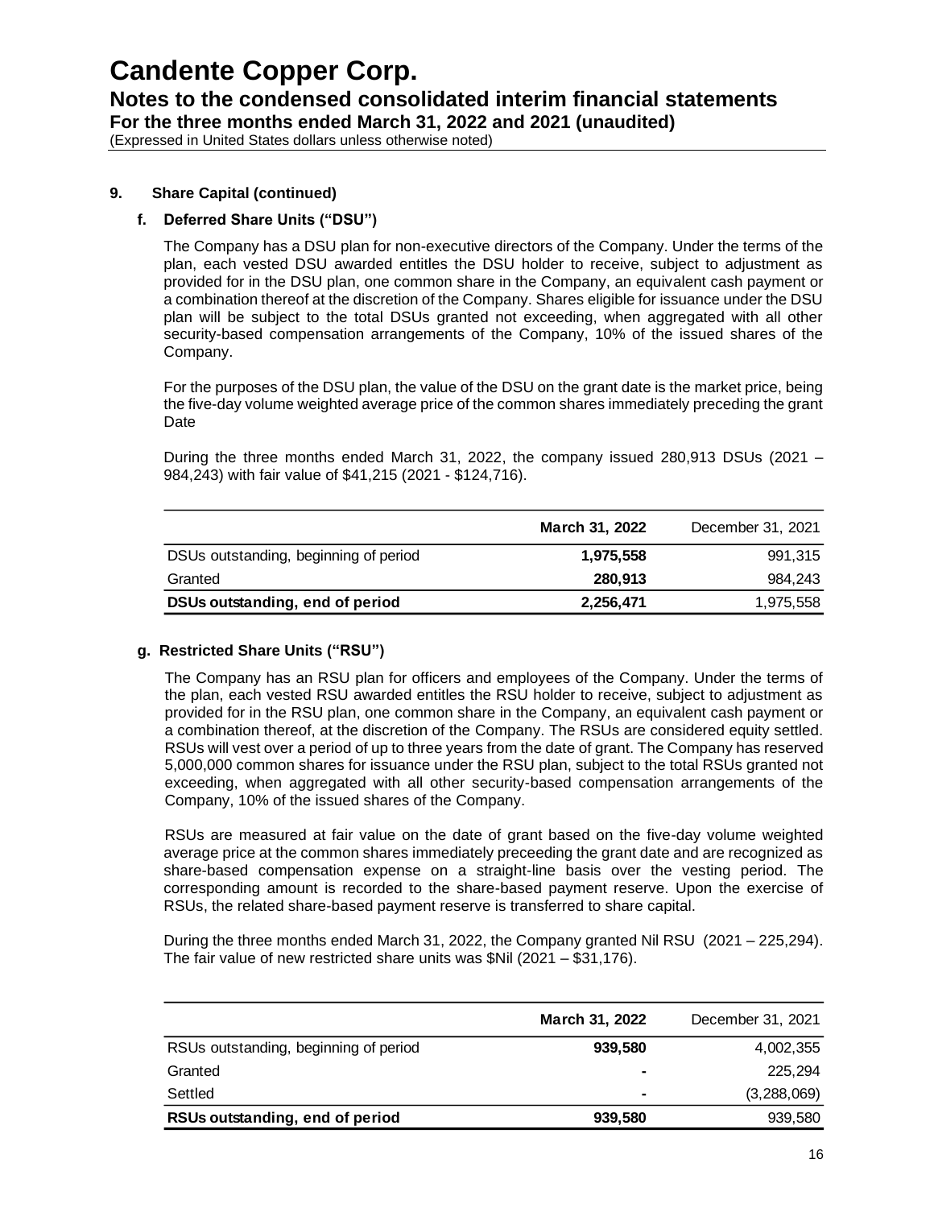## 9. Share Capital (continued)

### f. Deferred Share Units ("DSU")

The Company has a DSU plan for non-executive directors of the Company. Under the terms of the plan, each vested DSU awarded entitles the DSU holder to receive, subject to adjustment as provided for in the DSU plan, one common share in the Company, an equivalent cash payment or a combination thereof at the discretion of the Company. Shares eligible for issuance under the DSU plan will be subject to the total DSUs granted not exceeding, when aggregated with all other security-based compensation arrangements of the Company, 10% of the issued shares of the Company.

For the purposes of the DSU plan, the value of the DSU on the grant date is the market price, being the five-day volume weighted average price of the common shares immediately preceding the grant Date

During the three months ended March 31, 2022, the company issued 280,913 DSUs (2021 – 984,243) with fair value of $41,215 (2021 - $124,716).

| | March 31, 2022 | December 31, 2021 |
|---|---|---|
| DSUs outstanding, beginning of period | **1,975,558** | 991,315 |
| Granted | **280,913** | 984,243 |
| **DSUs outstanding, end of period** | **2,256,471** | 1,975,558 |

### g. Restricted Share Units ("RSU")

The Company has an RSU plan for officers and employees of the Company. Under the terms of the plan, each vested RSU awarded entitles the RSU holder to receive, subject to adjustment as provided for in the RSU plan, one common share in the Company, an equivalent cash payment or a combination thereof, at the discretion of the Company. The RSUs are considered equity settled. RSUs will vest over a period of up to three years from the date of grant. The Company has reserved 5,000,000 common shares for issuance under the RSU plan, subject to the total RSUs granted not exceeding, when aggregated with all other security-based compensation arrangements of the Company, 10% of the issued shares of the Company.

RSUs are measured at fair value on the date of grant based on the five-day volume weighted average price at the common shares immediately preceeding the grant date and are recognized as share-based compensation expense on a straight-line basis over the vesting period. The corresponding amount is recorded to the share-based payment reserve. Upon the exercise of RSUs, the related share-based payment reserve is transferred to share capital.

During the three months ended March 31, 2022, the Company granted Nil RSU (2021 – 225,294). The fair value of new restricted share units was $Nil (2021 – $31,176).

| | March 31, 2022 | December 31, 2021 |
|---|---|---|
| RSUs outstanding, beginning of period | **939,580** | 4,002,355 |
| Granted | **-** | 225,294 |
| Settled | **-** | (3,288,069) |
| **RSUs outstanding, end of period** | **939,580** | 939,580 |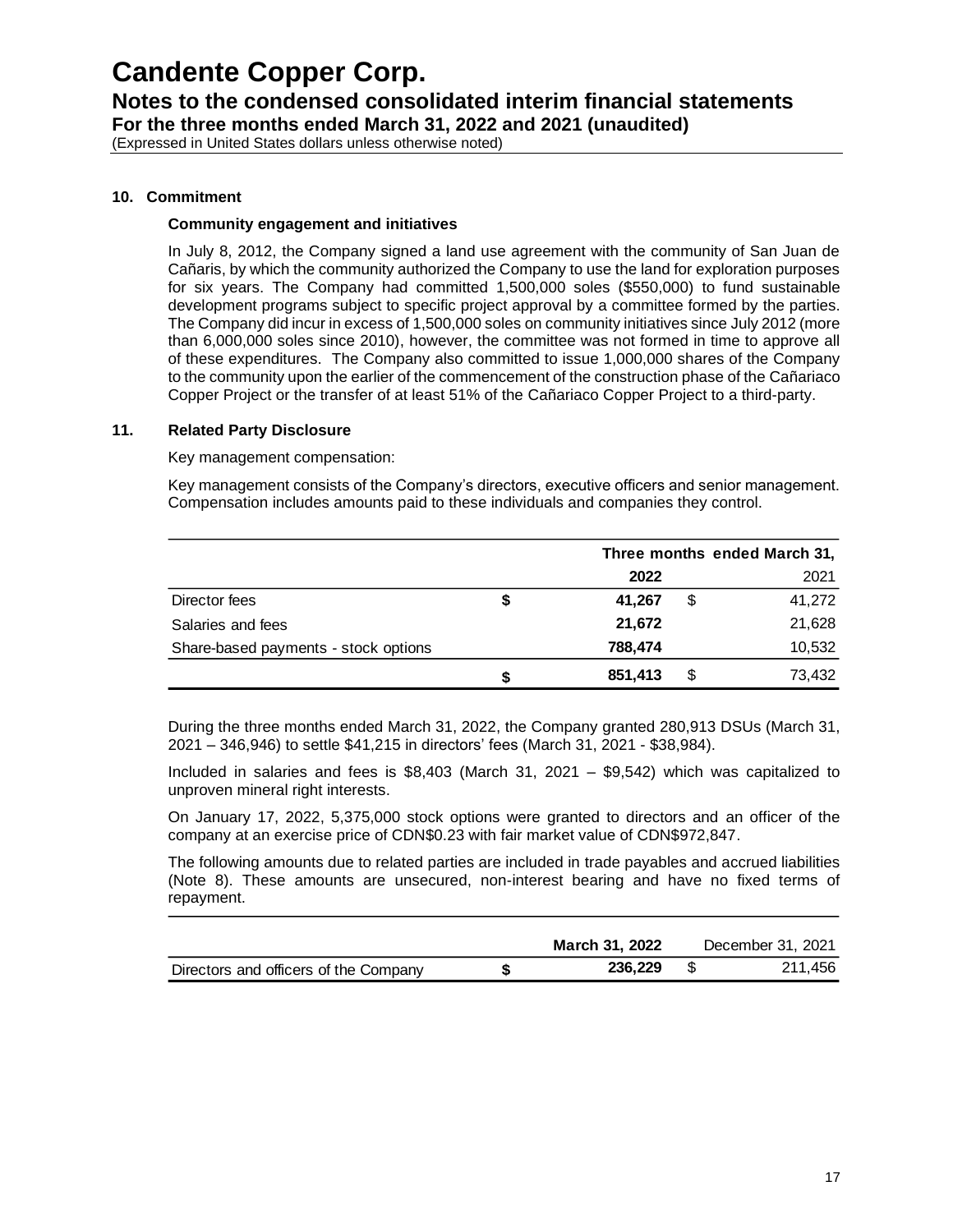## 10. Commitment

### Community engagement and initiatives

In July 8, 2012, the Company signed a land use agreement with the community of San Juan de Cañaris, by which the community authorized the Company to use the land for exploration purposes for six years. The Company had committed 1,500,000 soles ($550,000) to fund sustainable development programs subject to specific project approval by a committee formed by the parties. The Company did incur in excess of 1,500,000 soles on community initiatives since July 2012 (more than 6,000,000 soles since 2010), however, the committee was not formed in time to approve all of these expenditures. The Company also committed to issue 1,000,000 shares of the Company to the community upon the earlier of the commencement of the construction phase of the Cañariaco Copper Project or the transfer of at least 51% of the Cañariaco Copper Project to a third-party.

## 11. Related Party Disclosure

Key management compensation:

Key management consists of the Company's directors, executive officers and senior management. Compensation includes amounts paid to these individuals and companies they control.

| | Three months ended March 31, | |
|---|---|---|
| | **2022** | 2021 |
| Director fees | **$ 41,267** | $ 41,272 |
| Salaries and fees | **21,672** | 21,628 |
| Share-based payments - stock options | **788,474** | 10,532 |
| | **$ 851,413** | $ 73,432 |

During the three months ended March 31, 2022, the Company granted 280,913 DSUs (March 31, 2021 – 346,946) to settle $41,215 in directors' fees (March 31, 2021 - $38,984).

Included in salaries and fees is $8,403 (March 31, 2021 – $9,542) which was capitalized to unproven mineral right interests.

On January 17, 2022, 5,375,000 stock options were granted to directors and an officer of the company at an exercise price of CDN$0.23 with fair market value of CDN$972,847.

The following amounts due to related parties are included in trade payables and accrued liabilities (Note 8). These amounts are unsecured, non-interest bearing and have no fixed terms of repayment.

| | **March 31, 2022** | December 31, 2021 |
|---|---|---|
| Directors and officers of the Company | **$ 236,229** | $ 211,456 |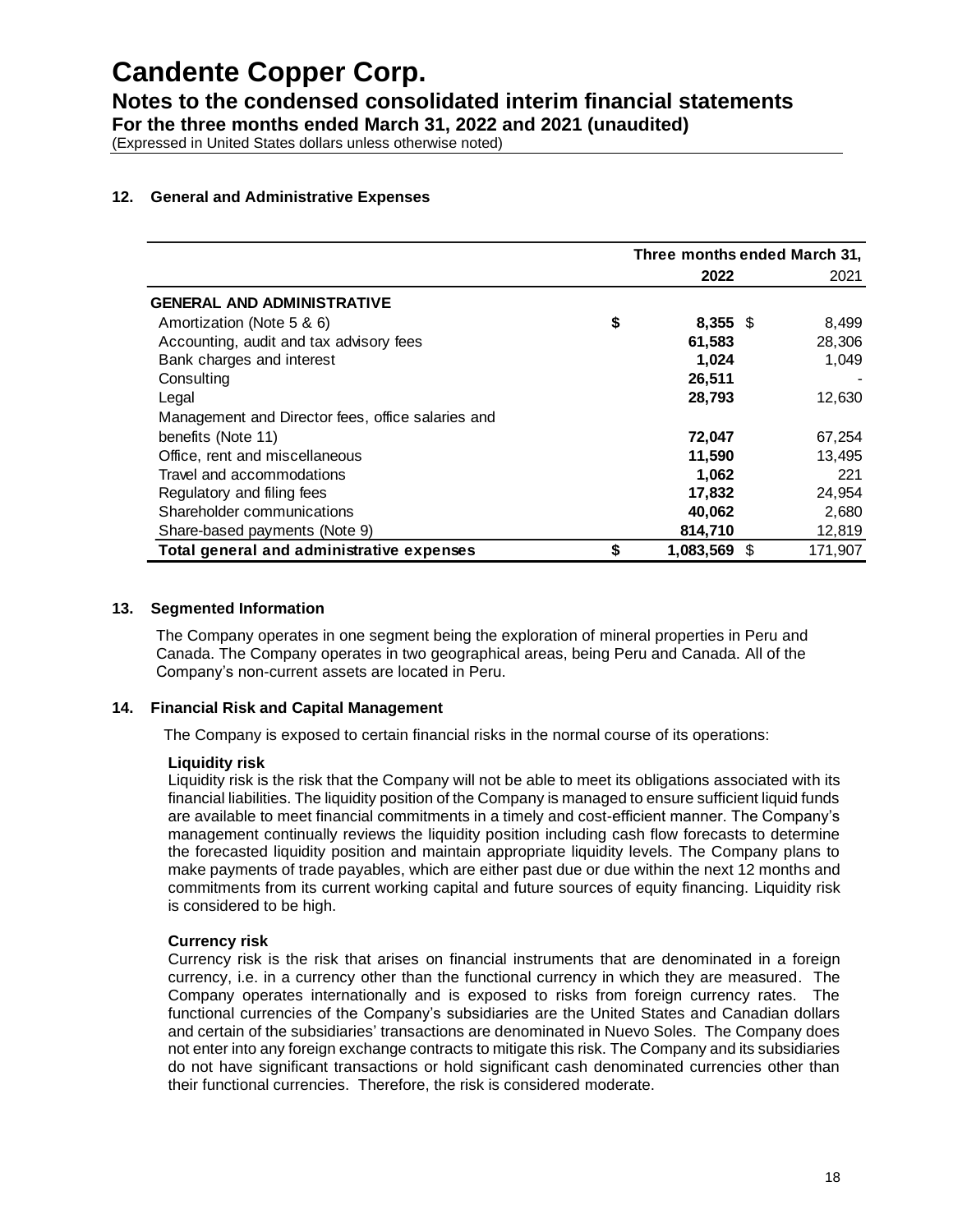# Candente Copper Corp.

## Notes to the condensed consolidated interim financial statements

**For the three months ended March 31, 2022 and 2021 (unaudited)**

(Expressed in United States dollars unless otherwise noted)

### 12. General and Administrative Expenses

| | Three months ended March 31, | |
|---|---|---|
| | **2022** | 2021 |
| **GENERAL AND ADMINISTRATIVE** | | |
| Amortization (Note 5 & 6) | **$ 8,355** | $ 8,499 |
| Accounting, audit and tax advisory fees | **61,583** | 28,306 |
| Bank charges and interest | **1,024** | 1,049 |
| Consulting | **26,511** | - |
| Legal | **28,793** | 12,630 |
| Management and Director fees, office salaries and benefits (Note 11) | **72,047** | 67,254 |
| Office, rent and miscellaneous | **11,590** | 13,495 |
| Travel and accommodations | **1,062** | 221 |
| Regulatory and filing fees | **17,832** | 24,954 |
| Shareholder communications | **40,062** | 2,680 |
| Share-based payments (Note 9) | **814,710** | 12,819 |
| **Total general and administrative expenses** | **$ 1,083,569** | $ 171,907 |

### 13. Segmented Information

The Company operates in one segment being the exploration of mineral properties in Peru and Canada. The Company operates in two geographical areas, being Peru and Canada. All of the Company's non-current assets are located in Peru.

### 14. Financial Risk and Capital Management

The Company is exposed to certain financial risks in the normal course of its operations:

**Liquidity risk**

Liquidity risk is the risk that the Company will not be able to meet its obligations associated with its financial liabilities. The liquidity position of the Company is managed to ensure sufficient liquid funds are available to meet financial commitments in a timely and cost-efficient manner. The Company's management continually reviews the liquidity position including cash flow forecasts to determine the forecasted liquidity position and maintain appropriate liquidity levels. The Company plans to make payments of trade payables, which are either past due or due within the next 12 months and commitments from its current working capital and future sources of equity financing. Liquidity risk is considered to be high.

**Currency risk**

Currency risk is the risk that arises on financial instruments that are denominated in a foreign currency, i.e. in a currency other than the functional currency in which they are measured. The Company operates internationally and is exposed to risks from foreign currency rates. The functional currencies of the Company's subsidiaries are the United States and Canadian dollars and certain of the subsidiaries' transactions are denominated in Nuevo Soles. The Company does not enter into any foreign exchange contracts to mitigate this risk. The Company and its subsidiaries do not have significant transactions or hold significant cash denominated currencies other than their functional currencies. Therefore, the risk is considered moderate.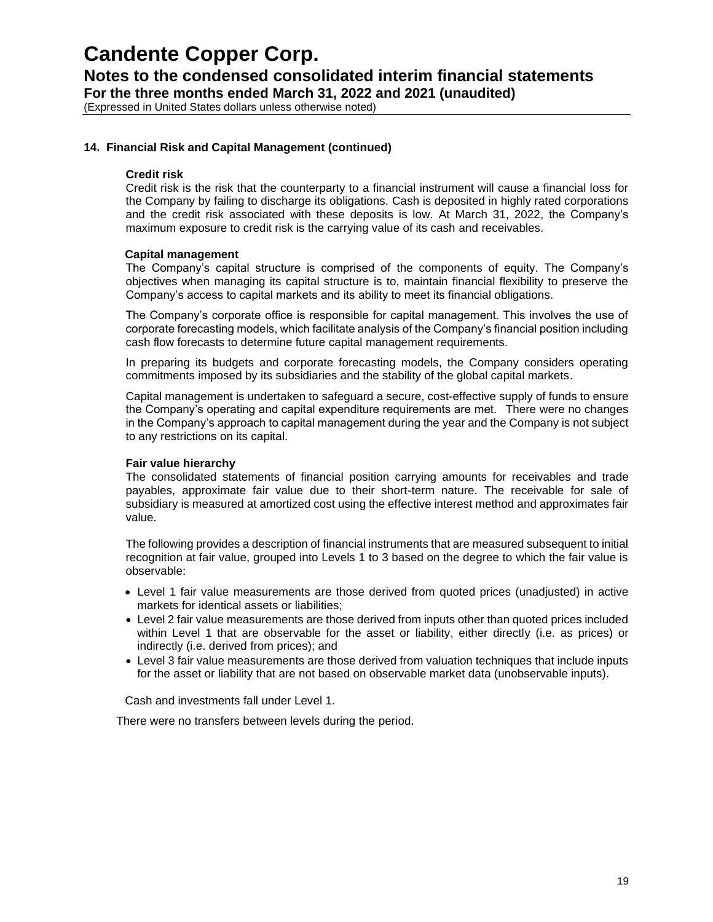## 14. Financial Risk and Capital Management (continued)

### Credit risk

Credit risk is the risk that the counterparty to a financial instrument will cause a financial loss for the Company by failing to discharge its obligations. Cash is deposited in highly rated corporations and the credit risk associated with these deposits is low. At March 31, 2022, the Company's maximum exposure to credit risk is the carrying value of its cash and receivables.

### Capital management

The Company's capital structure is comprised of the components of equity. The Company's objectives when managing its capital structure is to, maintain financial flexibility to preserve the Company's access to capital markets and its ability to meet its financial obligations.

The Company's corporate office is responsible for capital management. This involves the use of corporate forecasting models, which facilitate analysis of the Company's financial position including cash flow forecasts to determine future capital management requirements.

In preparing its budgets and corporate forecasting models, the Company considers operating commitments imposed by its subsidiaries and the stability of the global capital markets.

Capital management is undertaken to safeguard a secure, cost-effective supply of funds to ensure the Company's operating and capital expenditure requirements are met. There were no changes in the Company's approach to capital management during the year and the Company is not subject to any restrictions on its capital.

### Fair value hierarchy

The consolidated statements of financial position carrying amounts for receivables and trade payables, approximate fair value due to their short-term nature. The receivable for sale of subsidiary is measured at amortized cost using the effective interest method and approximates fair value.

The following provides a description of financial instruments that are measured subsequent to initial recognition at fair value, grouped into Levels 1 to 3 based on the degree to which the fair value is observable:

- Level 1 fair value measurements are those derived from quoted prices (unadjusted) in active markets for identical assets or liabilities;
- Level 2 fair value measurements are those derived from inputs other than quoted prices included within Level 1 that are observable for the asset or liability, either directly (i.e. as prices) or indirectly (i.e. derived from prices); and
- Level 3 fair value measurements are those derived from valuation techniques that include inputs for the asset or liability that are not based on observable market data (unobservable inputs).

Cash and investments fall under Level 1.

There were no transfers between levels during the period.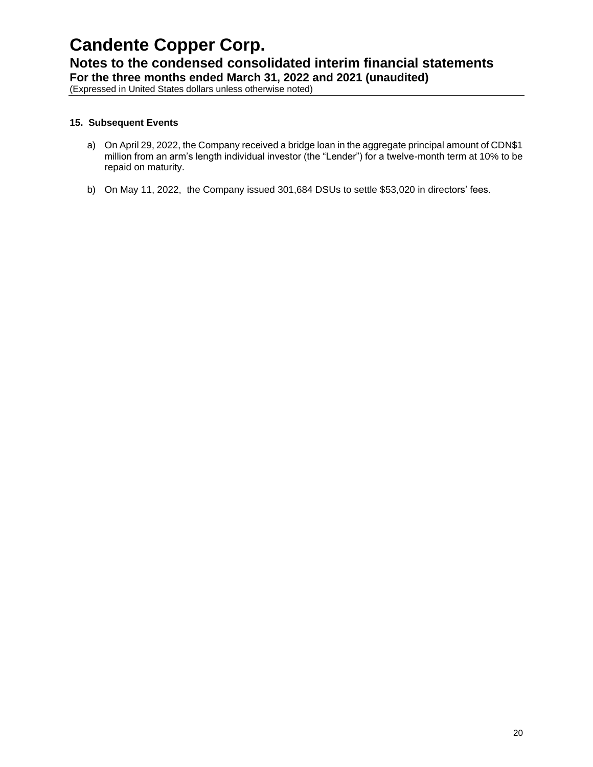### 15. Subsequent Events

a) On April 29, 2022, the Company received a bridge loan in the aggregate principal amount of CDN$1 million from an arm's length individual investor (the "Lender") for a twelve-month term at 10% to be repaid on maturity.

b) On May 11, 2022, the Company issued 301,684 DSUs to settle $53,020 in directors' fees.